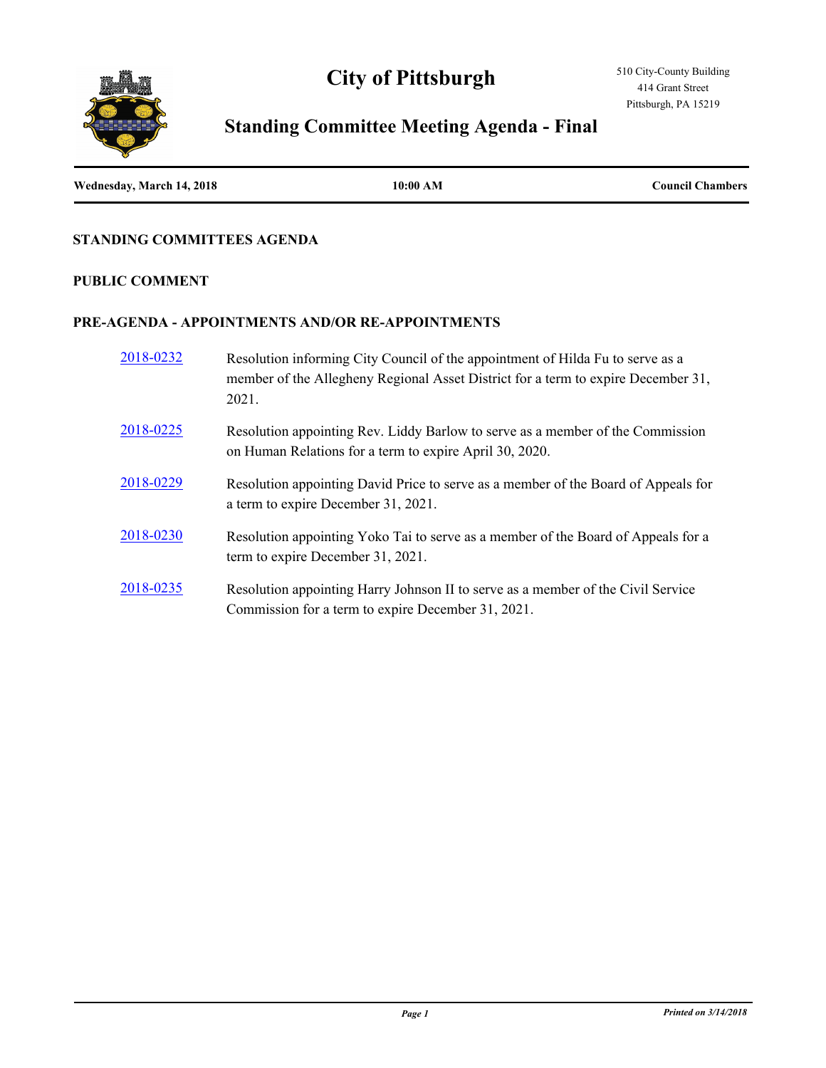# City of Pittsburgh

510 City-County Building
414 Grant Street
Pittsburgh, PA 15219

## Standing Committee Meeting Agenda - Final

**Wednesday, March 14, 2018** | **10:00 AM** | **Council Chambers**

### STANDING COMMITTEES AGENDA

### PUBLIC COMMENT

### PRE-AGENDA - APPOINTMENTS AND/OR RE-APPOINTMENTS

2018-0232 Resolution informing City Council of the appointment of Hilda Fu to serve as a member of the Allegheny Regional Asset District for a term to expire December 31, 2021.

2018-0225 Resolution appointing Rev. Liddy Barlow to serve as a member of the Commission on Human Relations for a term to expire April 30, 2020.

2018-0229 Resolution appointing David Price to serve as a member of the Board of Appeals for a term to expire December 31, 2021.

2018-0230 Resolution appointing Yoko Tai to serve as a member of the Board of Appeals for a term to expire December 31, 2021.

2018-0235 Resolution appointing Harry Johnson II to serve as a member of the Civil Service Commission for a term to expire December 31, 2021.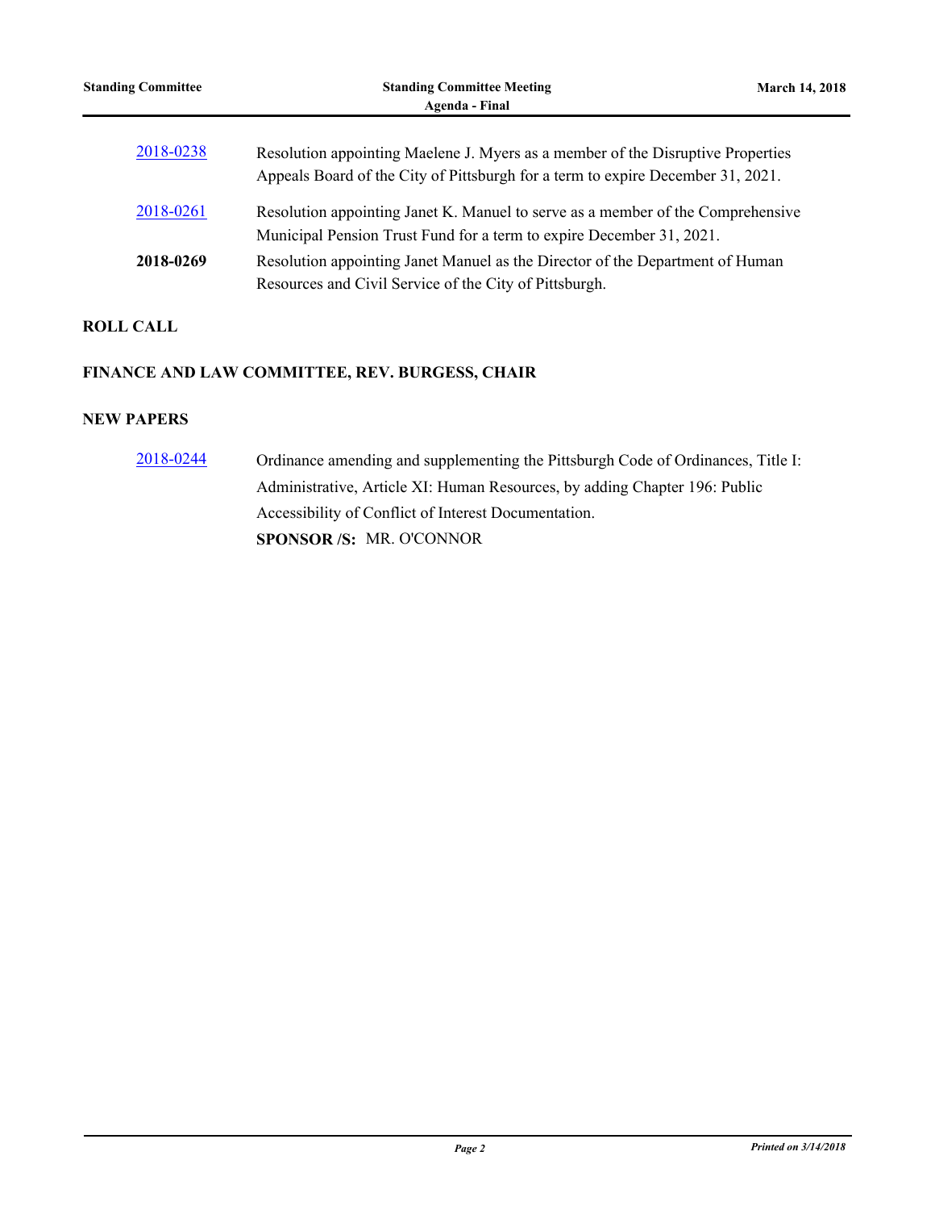| | |
|---|---|
| 2018-0238 | Resolution appointing Maelene J. Myers as a member of the Disruptive Properties Appeals Board of the City of Pittsburgh for a term to expire December 31, 2021. |
| 2018-0261 | Resolution appointing Janet K. Manuel to serve as a member of the Comprehensive Municipal Pension Trust Fund for a term to expire December 31, 2021. |
| **2018-0269** | Resolution appointing Janet Manuel as the Director of the Department of Human Resources and Civil Service of the City of Pittsburgh. |

**ROLL CALL**

**FINANCE AND LAW COMMITTEE, REV. BURGESS, CHAIR**

**NEW PAPERS**

2018-0244 Ordinance amending and supplementing the Pittsburgh Code of Ordinances, Title I: Administrative, Article XI: Human Resources, by adding Chapter 196: Public Accessibility of Conflict of Interest Documentation.

**SPONSOR /S:** MR. O'CONNOR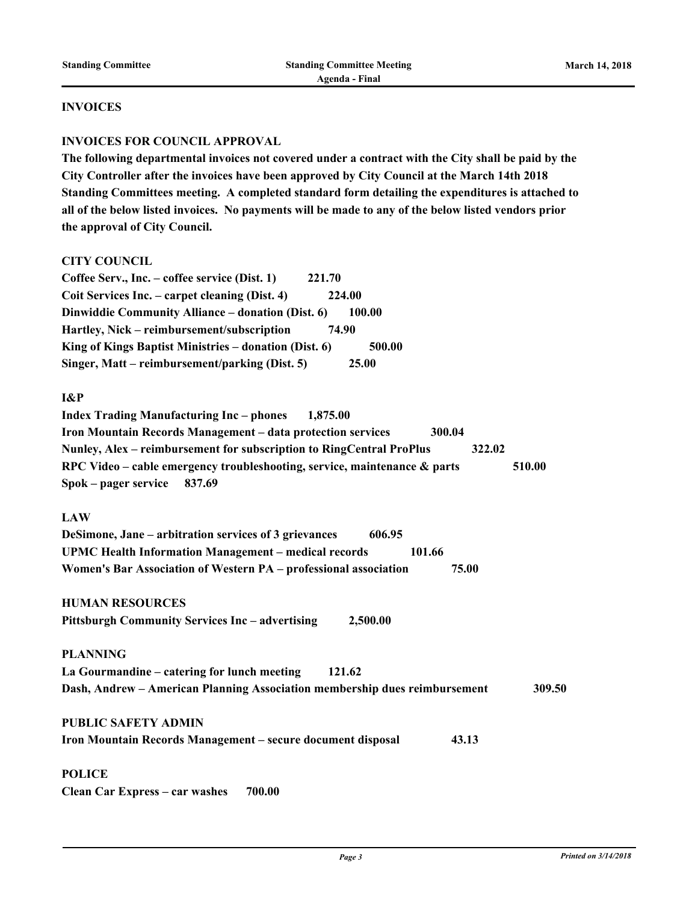## INVOICES

### INVOICES FOR COUNCIL APPROVAL

**The following departmental invoices not covered under a contract with the City shall be paid by the City Controller after the invoices have been approved by City Council at the March 14th 2018 Standing Committees meeting. A completed standard form detailing the expenditures is attached to all of the below listed invoices. No payments will be made to any of the below listed vendors prior the approval of City Council.**

**CITY COUNCIL**

**Coffee Serv., Inc. – coffee service (Dist. 1) 221.70**
**Coit Services Inc. – carpet cleaning (Dist. 4) 224.00**
**Dinwiddie Community Alliance – donation (Dist. 6) 100.00**
**Hartley, Nick – reimbursement/subscription 74.90**
**King of Kings Baptist Ministries – donation (Dist. 6) 500.00**
**Singer, Matt – reimbursement/parking (Dist. 5) 25.00**

**I&P**

**Index Trading Manufacturing Inc – phones 1,875.00**
**Iron Mountain Records Management – data protection services 300.04**
**Nunley, Alex – reimbursement for subscription to RingCentral ProPlus 322.02**
**RPC Video – cable emergency troubleshooting, service, maintenance & parts 510.00**
**Spok – pager service 837.69**

**LAW**

**DeSimone, Jane – arbitration services of 3 grievances 606.95**
**UPMC Health Information Management – medical records 101.66**
**Women's Bar Association of Western PA – professional association 75.00**

**HUMAN RESOURCES**

**Pittsburgh Community Services Inc – advertising 2,500.00**

**PLANNING**

**La Gourmandine – catering for lunch meeting 121.62**
**Dash, Andrew – American Planning Association membership dues reimbursement 309.50**

**PUBLIC SAFETY ADMIN**

**Iron Mountain Records Management – secure document disposal 43.13**

**POLICE**

**Clean Car Express – car washes 700.00**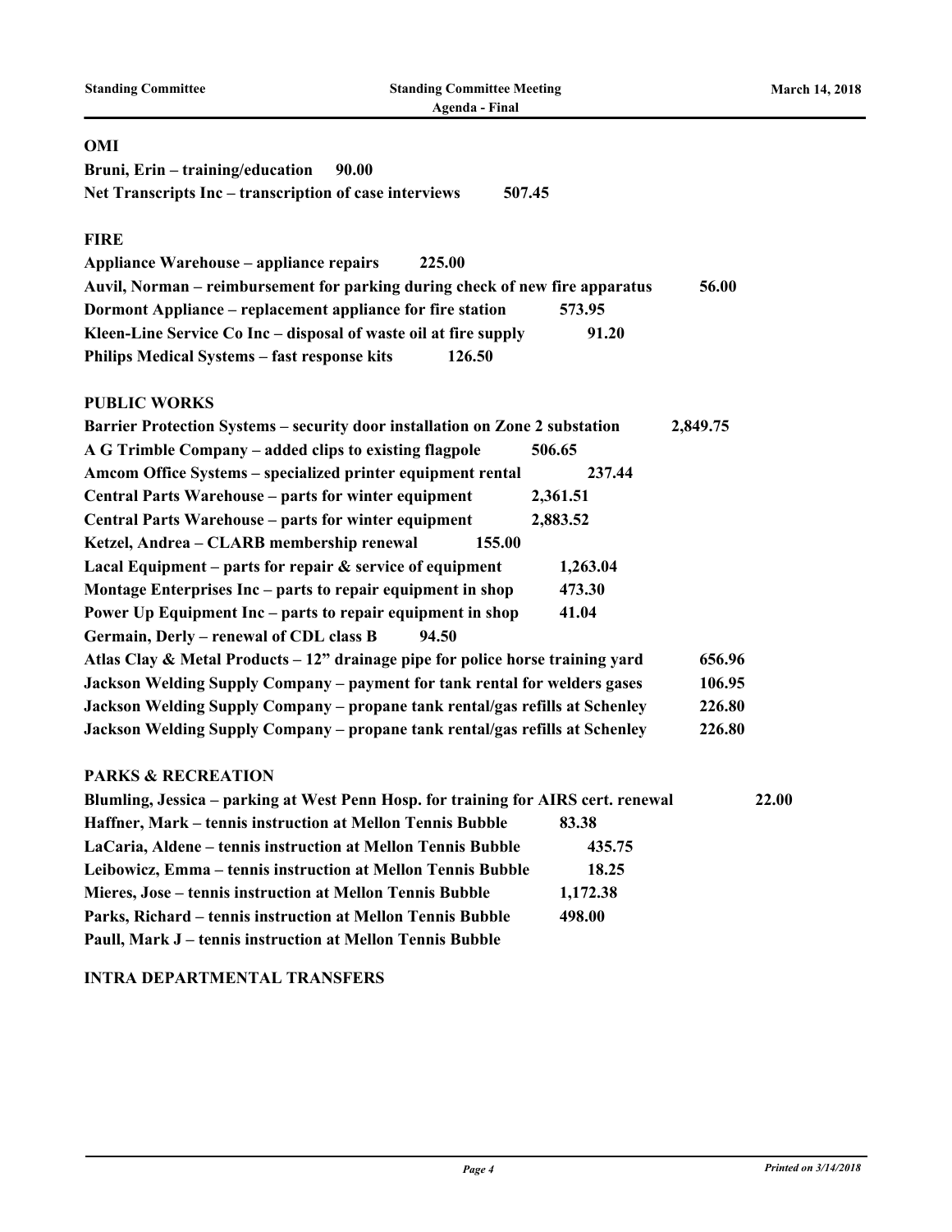**OMI**

**Bruni, Erin – training/education 90.00**

**Net Transcripts Inc – transcription of case interviews 507.45**

**FIRE**

**Appliance Warehouse – appliance repairs 225.00**

**Auvil, Norman – reimbursement for parking during check of new fire apparatus 56.00**

**Dormont Appliance – replacement appliance for fire station 573.95**

**Kleen-Line Service Co Inc – disposal of waste oil at fire supply 91.20**

**Philips Medical Systems – fast response kits 126.50**

**PUBLIC WORKS**

**Barrier Protection Systems – security door installation on Zone 2 substation 2,849.75**

**A G Trimble Company – added clips to existing flagpole 506.65**

**Amcom Office Systems – specialized printer equipment rental 237.44**

**Central Parts Warehouse – parts for winter equipment 2,361.51**

**Central Parts Warehouse – parts for winter equipment 2,883.52**

**Ketzel, Andrea – CLARB membership renewal 155.00**

**Lacal Equipment – parts for repair & service of equipment 1,263.04**

**Montage Enterprises Inc – parts to repair equipment in shop 473.30**

**Power Up Equipment Inc – parts to repair equipment in shop 41.04**

**Germain, Derly – renewal of CDL class B 94.50**

**Atlas Clay & Metal Products – 12" drainage pipe for police horse training yard 656.96**

**Jackson Welding Supply Company – payment for tank rental for welders gases 106.95**

**Jackson Welding Supply Company – propane tank rental/gas refills at Schenley 226.80**

**Jackson Welding Supply Company – propane tank rental/gas refills at Schenley 226.80**

**PARKS & RECREATION**

**Blumling, Jessica – parking at West Penn Hosp. for training for AIRS cert. renewal 22.00**

**Haffner, Mark – tennis instruction at Mellon Tennis Bubble 83.38**

**LaCaria, Aldene – tennis instruction at Mellon Tennis Bubble 435.75**

**Leibowicz, Emma – tennis instruction at Mellon Tennis Bubble 18.25**

**Mieres, Jose – tennis instruction at Mellon Tennis Bubble 1,172.38**

**Parks, Richard – tennis instruction at Mellon Tennis Bubble 498.00**

**Paull, Mark J – tennis instruction at Mellon Tennis Bubble**

**INTRA DEPARTMENTAL TRANSFERS**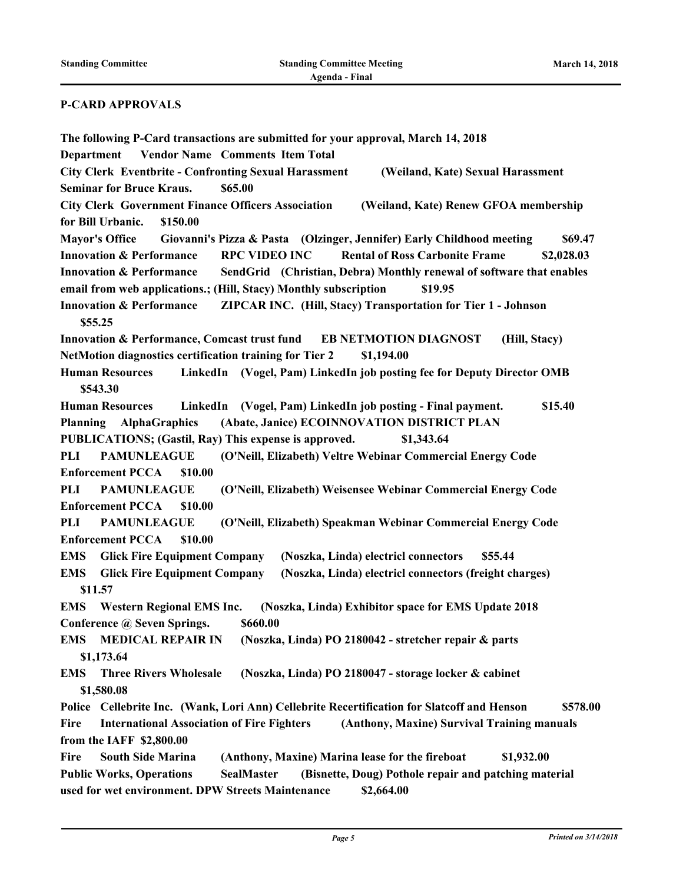**P-CARD APPROVALS**

**The following P-Card transactions are submitted for your approval, March 14, 2018**

**Department Vendor Name Comments Item Total**

**City Clerk Eventbrite - Confronting Sexual Harassment (Weiland, Kate) Sexual Harassment Seminar for Bruce Kraus. $65.00**

**City Clerk Government Finance Officers Association (Weiland, Kate) Renew GFOA membership for Bill Urbanic. $150.00**

**Mayor's Office Giovanni's Pizza & Pasta (Olzinger, Jennifer) Early Childhood meeting $69.47**

**Innovation & Performance RPC VIDEO INC Rental of Ross Carbonite Frame $2,028.03**

**Innovation & Performance SendGrid (Christian, Debra) Monthly renewal of software that enables email from web applications.; (Hill, Stacy) Monthly subscription $19.95**

**Innovation & Performance ZIPCAR INC. (Hill, Stacy) Transportation for Tier 1 - Johnson $55.25**

**Innovation & Performance, Comcast trust fund EB NETMOTION DIAGNOST (Hill, Stacy) NetMotion diagnostics certification training for Tier 2 $1,194.00**

**Human Resources LinkedIn (Vogel, Pam) LinkedIn job posting fee for Deputy Director OMB $543.30**

**Human Resources LinkedIn (Vogel, Pam) LinkedIn job posting - Final payment. $15.40**

**Planning AlphaGraphics (Abate, Janice) ECOINNOVATION DISTRICT PLAN PUBLICATIONS; (Gastil, Ray) This expense is approved. $1,343.64**

**PLI PAMUNLEAGUE (O'Neill, Elizabeth) Veltre Webinar Commercial Energy Code Enforcement PCCA $10.00**

**PLI PAMUNLEAGUE (O'Neill, Elizabeth) Weisensee Webinar Commercial Energy Code Enforcement PCCA $10.00**

**PLI PAMUNLEAGUE (O'Neill, Elizabeth) Speakman Webinar Commercial Energy Code Enforcement PCCA $10.00**

**EMS Glick Fire Equipment Company (Noszka, Linda) electricl connectors $55.44**

**EMS Glick Fire Equipment Company (Noszka, Linda) electricl connectors (freight charges) $11.57**

**EMS Western Regional EMS Inc. (Noszka, Linda) Exhibitor space for EMS Update 2018 Conference @ Seven Springs. $660.00**

**EMS MEDICAL REPAIR IN (Noszka, Linda) PO 2180042 - stretcher repair & parts $1,173.64**

**EMS Three Rivers Wholesale (Noszka, Linda) PO 2180047 - storage locker & cabinet $1,580.08**

**Police Cellebrite Inc. (Wank, Lori Ann) Cellebrite Recertification for Slatcoff and Henson $578.00**

**Fire International Association of Fire Fighters (Anthony, Maxine) Survival Training manuals from the IAFF $2,800.00**

**Fire South Side Marina (Anthony, Maxine) Marina lease for the fireboat $1,932.00**

**Public Works, Operations SealMaster (Bisnette, Doug) Pothole repair and patching material used for wet environment. DPW Streets Maintenance $2,664.00**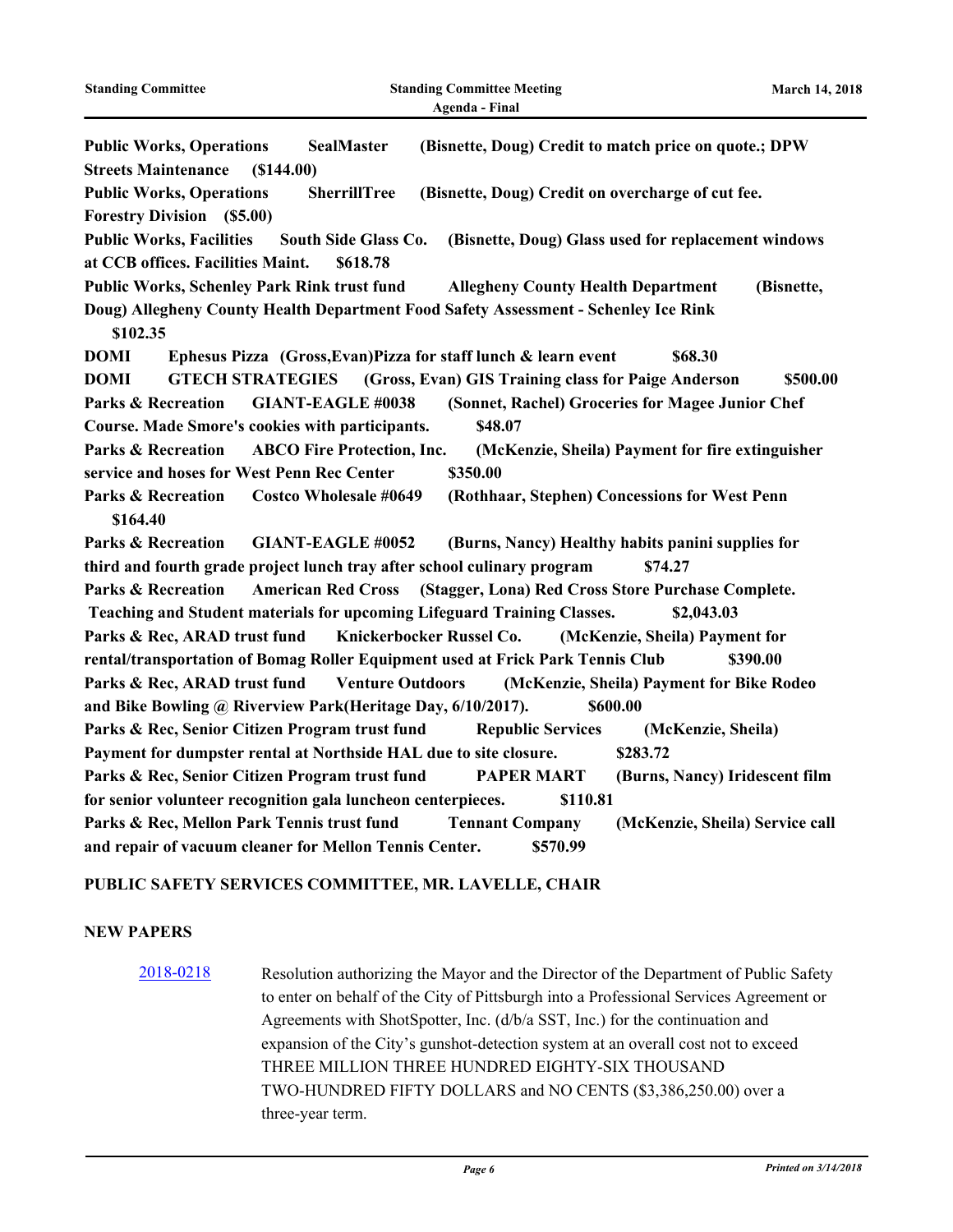**Public Works, Operations SealMaster (Bisnette, Doug) Credit to match price on quote.; DPW Streets Maintenance ($144.00)**

**Public Works, Operations SherrillTree (Bisnette, Doug) Credit on overcharge of cut fee. Forestry Division ($5.00)**

**Public Works, Facilities South Side Glass Co. (Bisnette, Doug) Glass used for replacement windows at CCB offices. Facilities Maint. $618.78**

**Public Works, Schenley Park Rink trust fund Allegheny County Health Department (Bisnette, Doug) Allegheny County Health Department Food Safety Assessment - Schenley Ice Rink $102.35**

**DOMI Ephesus Pizza (Gross,Evan)Pizza for staff lunch & learn event $68.30**

**DOMI GTECH STRATEGIES (Gross, Evan) GIS Training class for Paige Anderson $500.00**

**Parks & Recreation GIANT-EAGLE #0038 (Sonnet, Rachel) Groceries for Magee Junior Chef Course. Made Smore's cookies with participants. $48.07**

**Parks & Recreation ABCO Fire Protection, Inc. (McKenzie, Sheila) Payment for fire extinguisher service and hoses for West Penn Rec Center $350.00**

**Parks & Recreation Costco Wholesale #0649 (Rothhaar, Stephen) Concessions for West Penn $164.40**

**Parks & Recreation GIANT-EAGLE #0052 (Burns, Nancy) Healthy habits panini supplies for third and fourth grade project lunch tray after school culinary program $74.27**

**Parks & Recreation American Red Cross (Stagger, Lona) Red Cross Store Purchase Complete. Teaching and Student materials for upcoming Lifeguard Training Classes. $2,043.03**

**Parks & Rec, ARAD trust fund Knickerbocker Russel Co. (McKenzie, Sheila) Payment for rental/transportation of Bomag Roller Equipment used at Frick Park Tennis Club $390.00**

**Parks & Rec, ARAD trust fund Venture Outdoors (McKenzie, Sheila) Payment for Bike Rodeo and Bike Bowling @ Riverview Park(Heritage Day, 6/10/2017). $600.00**

**Parks & Rec, Senior Citizen Program trust fund Republic Services (McKenzie, Sheila) Payment for dumpster rental at Northside HAL due to site closure. $283.72**

**Parks & Rec, Senior Citizen Program trust fund PAPER MART (Burns, Nancy) Iridescent film for senior volunteer recognition gala luncheon centerpieces. $110.81**

**Parks & Rec, Mellon Park Tennis trust fund Tennant Company (McKenzie, Sheila) Service call and repair of vacuum cleaner for Mellon Tennis Center. $570.99**

## PUBLIC SAFETY SERVICES COMMITTEE, MR. LAVELLE, CHAIR

### NEW PAPERS

2018-0218 Resolution authorizing the Mayor and the Director of the Department of Public Safety to enter on behalf of the City of Pittsburgh into a Professional Services Agreement or Agreements with ShotSpotter, Inc. (d/b/a SST, Inc.) for the continuation and expansion of the City's gunshot-detection system at an overall cost not to exceed THREE MILLION THREE HUNDRED EIGHTY-SIX THOUSAND TWO-HUNDRED FIFTY DOLLARS and NO CENTS ($3,386,250.00) over a three-year term.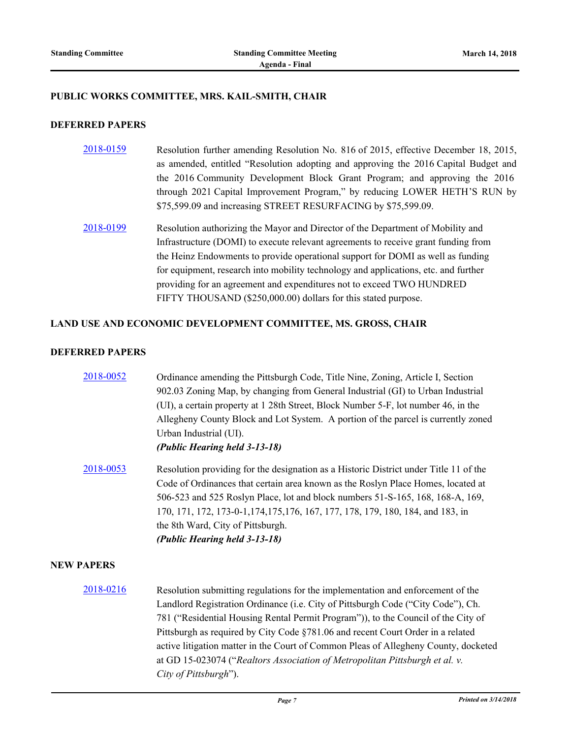## PUBLIC WORKS COMMITTEE, MRS. KAIL-SMITH, CHAIR

### DEFERRED PAPERS

2018-0159 Resolution further amending Resolution No. 816 of 2015, effective December 18, 2015, as amended, entitled "Resolution adopting and approving the 2016 Capital Budget and the 2016 Community Development Block Grant Program; and approving the 2016 through 2021 Capital Improvement Program," by reducing LOWER HETH'S RUN by $75,599.09 and increasing STREET RESURFACING by $75,599.09.

2018-0199 Resolution authorizing the Mayor and Director of the Department of Mobility and Infrastructure (DOMI) to execute relevant agreements to receive grant funding from the Heinz Endowments to provide operational support for DOMI as well as funding for equipment, research into mobility technology and applications, etc. and further providing for an agreement and expenditures not to exceed TWO HUNDRED FIFTY THOUSAND ($250,000.00) dollars for this stated purpose.

## LAND USE AND ECONOMIC DEVELOPMENT COMMITTEE, MS. GROSS, CHAIR

### DEFERRED PAPERS

2018-0052 Ordinance amending the Pittsburgh Code, Title Nine, Zoning, Article I, Section 902.03 Zoning Map, by changing from General Industrial (GI) to Urban Industrial (UI), a certain property at 1 28th Street, Block Number 5-F, lot number 46, in the Allegheny County Block and Lot System. A portion of the parcel is currently zoned Urban Industrial (UI).
***(Public Hearing held 3-13-18)***

2018-0053 Resolution providing for the designation as a Historic District under Title 11 of the Code of Ordinances that certain area known as the Roslyn Place Homes, located at 506-523 and 525 Roslyn Place, lot and block numbers 51-S-165, 168, 168-A, 169, 170, 171, 172, 173-0-1,174,175,176, 167, 177, 178, 179, 180, 184, and 183, in the 8th Ward, City of Pittsburgh.
***(Public Hearing held 3-13-18)***

### NEW PAPERS

2018-0216 Resolution submitting regulations for the implementation and enforcement of the Landlord Registration Ordinance (i.e. City of Pittsburgh Code ("City Code"), Ch. 781 ("Residential Housing Rental Permit Program")), to the Council of the City of Pittsburgh as required by City Code §781.06 and recent Court Order in a related active litigation matter in the Court of Common Pleas of Allegheny County, docketed at GD 15-023074 ("*Realtors Association of Metropolitan Pittsburgh et al. v. City of Pittsburgh*").